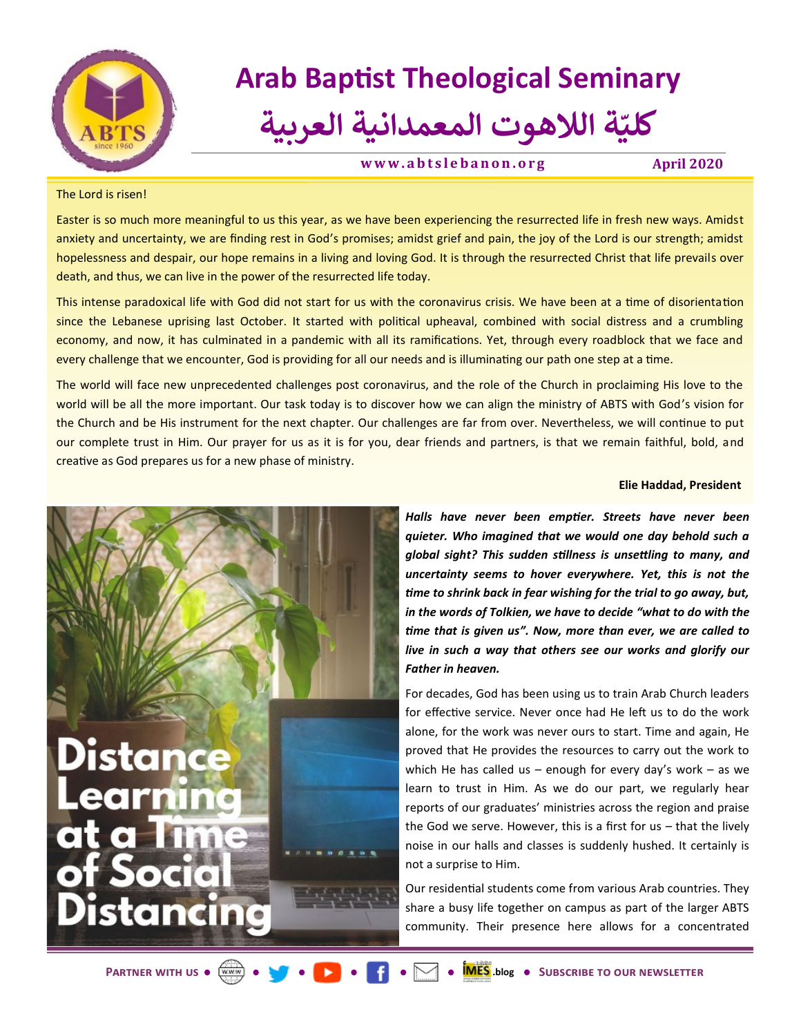# Arab Baptist Theological Seminary

# كليّة اللاهوت المعمدانية العربية

**www.abtslebanon.org** **April 2020**

The Lord is risen!

Easter is so much more meaningful to us this year, as we have been experiencing the resurrected life in fresh new ways. Amidst anxiety and uncertainty, we are finding rest in God's promises; amidst grief and pain, the joy of the Lord is our strength; amidst hopelessness and despair, our hope remains in a living and loving God. It is through the resurrected Christ that life prevails over death, and thus, we can live in the power of the resurrected life today.

This intense paradoxical life with God did not start for us with the coronavirus crisis. We have been at a time of disorientation since the Lebanese uprising last October. It started with political upheaval, combined with social distress and a crumbling economy, and now, it has culminated in a pandemic with all its ramifications. Yet, through every roadblock that we face and every challenge that we encounter, God is providing for all our needs and is illuminating our path one step at a time.

The world will face new unprecedented challenges post coronavirus, and the role of the Church in proclaiming His love to the world will be all the more important. Our task today is to discover how we can align the ministry of ABTS with God's vision for the Church and be His instrument for the next chapter. Our challenges are far from over. Nevertheless, we will continue to put our complete trust in Him. Our prayer for us as it is for you, dear friends and partners, is that we remain faithful, bold, and creative as God prepares us for a new phase of ministry.

**Elie Haddad, President**

## Distance Learning at a Time of Social Distancing

***Halls have never been emptier. Streets have never been quieter. Who imagined that we would one day behold such a global sight? This sudden stillness is unsettling to many, and uncertainty seems to hover everywhere. Yet, this is not the time to shrink back in fear wishing for the trial to go away, but, in the words of Tolkien, we have to decide "what to do with the time that is given us". Now, more than ever, we are called to live in such a way that others see our works and glorify our Father in heaven.***

For decades, God has been using us to train Arab Church leaders for effective service. Never once had He left us to do the work alone, for the work was never ours to start. Time and again, He proved that He provides the resources to carry out the work to which He has called us – enough for every day's work – as we learn to trust in Him. As we do our part, we regularly hear reports of our graduates' ministries across the region and praise the God we serve. However, this is a first for us – that the lively noise in our halls and classes is suddenly hushed. It certainly is not a surprise to Him.

Our residential students come from various Arab countries. They share a busy life together on campus as part of the larger ABTS community. Their presence here allows for a concentrated

Partner with us • Subscribe to our newsletter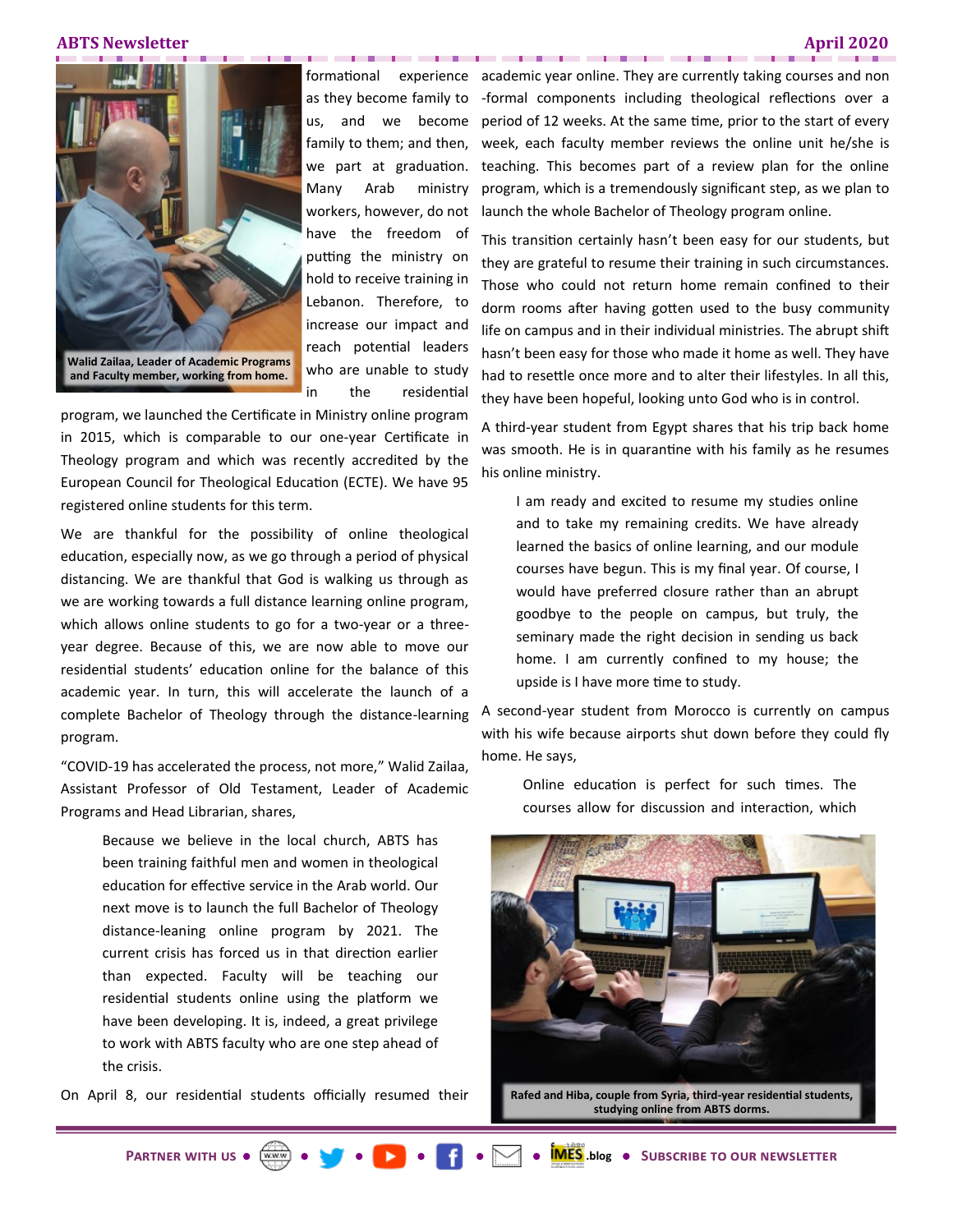formational experience as they become family to us, and we become family to them; and then, we part at graduation. Many Arab ministry workers, however, do not have the freedom of putting the ministry on hold to receive training in Lebanon. Therefore, to increase our impact and reach potential leaders who are unable to study in the residential program, we launched the Certificate in Ministry online program in 2015, which is comparable to our one-year Certificate in Theology program and which was recently accredited by the European Council for Theological Education (ECTE). We have 95 registered online students for this term.

Walid Zailaa, Leader of Academic Programs and Faculty member, working from home.

We are thankful for the possibility of online theological education, especially now, as we go through a period of physical distancing. We are thankful that God is walking us through as we are working towards a full distance learning online program, which allows online students to go for a two-year or a three-year degree. Because of this, we are now able to move our residential students' education online for the balance of this academic year. In turn, this will accelerate the launch of a complete Bachelor of Theology through the distance-learning program.

"COVID-19 has accelerated the process, not more," Walid Zailaa, Assistant Professor of Old Testament, Leader of Academic Programs and Head Librarian, shares,

> Because we believe in the local church, ABTS has been training faithful men and women in theological education for effective service in the Arab world. Our next move is to launch the full Bachelor of Theology distance-leaning online program by 2021. The current crisis has forced us in that direction earlier than expected. Faculty will be teaching our residential students online using the platform we have been developing. It is, indeed, a great privilege to work with ABTS faculty who are one step ahead of the crisis.

On April 8, our residential students officially resumed their academic year online. They are currently taking courses and non-formal components including theological reflections over a period of 12 weeks. At the same time, prior to the start of every week, each faculty member reviews the online unit he/she is teaching. This becomes part of a review plan for the online program, which is a tremendously significant step, as we plan to launch the whole Bachelor of Theology program online.

This transition certainly hasn't been easy for our students, but they are grateful to resume their training in such circumstances. Those who could not return home remain confined to their dorm rooms after having gotten used to the busy community life on campus and in their individual ministries. The abrupt shift hasn't been easy for those who made it home as well. They have had to resettle once more and to alter their lifestyles. In all this, they have been hopeful, looking unto God who is in control.

A third-year student from Egypt shares that his trip back home was smooth. He is in quarantine with his family as he resumes his online ministry.

> I am ready and excited to resume my studies online and to take my remaining credits. We have already learned the basics of online learning, and our module courses have begun. This is my final year. Of course, I would have preferred closure rather than an abrupt goodbye to the people on campus, but truly, the seminary made the right decision in sending us back home. I am currently confined to my house; the upside is I have more time to study.

A second-year student from Morocco is currently on campus with his wife because airports shut down before they could fly home. He says,

> Online education is perfect for such times. The courses allow for discussion and interaction, which

Rafed and Hiba, couple from Syria, third-year residential students, studying online from ABTS dorms.

PARTNER WITH US • • • • • • IMES .blog • SUBSCRIBE TO OUR NEWSLETTER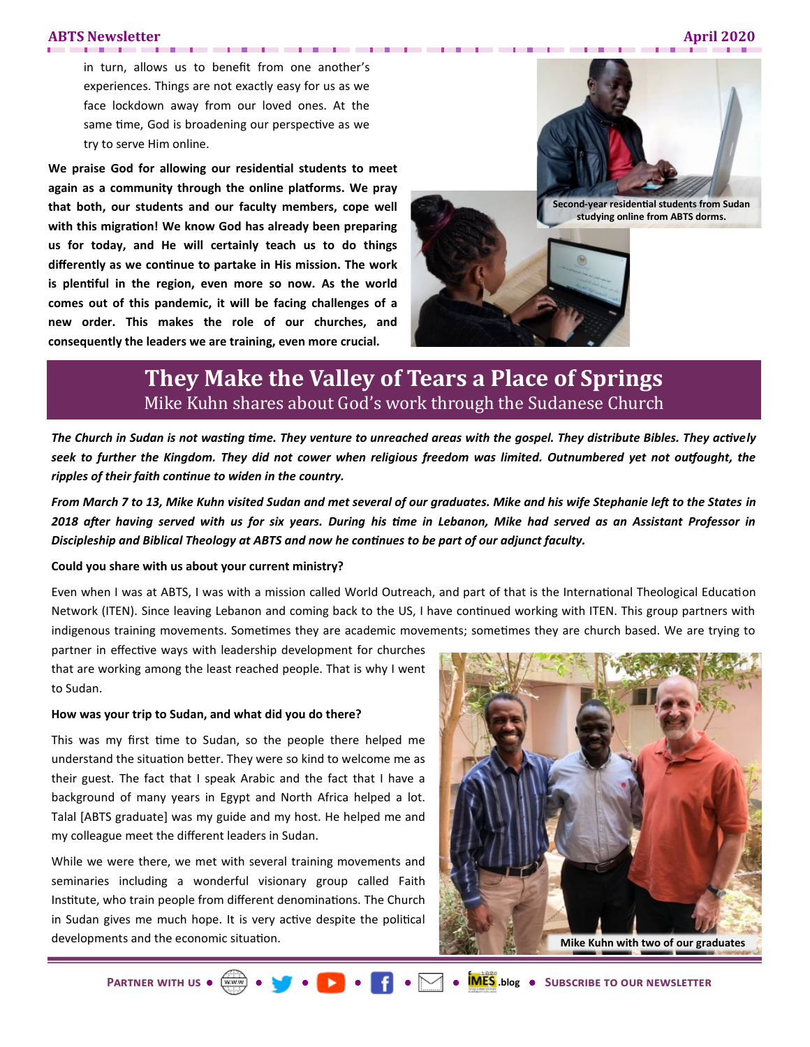in turn, allows us to benefit from one another's experiences. Things are not exactly easy for us as we face lockdown away from our loved ones. At the same time, God is broadening our perspective as we try to serve Him online.

**We praise God for allowing our residential students to meet again as a community through the online platforms. We pray that both, our students and our faculty members, cope well with this migration! We know God has already been preparing us for today, and He will certainly teach us to do things differently as we continue to partake in His mission. The work is plentiful in the region, even more so now. As the world comes out of this pandemic, it will be facing challenges of a new order. This makes the role of our churches, and consequently the leaders we are training, even more crucial.**

**Second-year residential students from Sudan studying online from ABTS dorms.**

# They Make the Valley of Tears a Place of Springs

## Mike Kuhn shares about God's work through the Sudanese Church

***The Church in Sudan is not wasting time. They venture to unreached areas with the gospel. They distribute Bibles. They actively seek to further the Kingdom. They did not cower when religious freedom was limited. Outnumbered yet not outfought, the ripples of their faith continue to widen in the country.***

***From March 7 to 13, Mike Kuhn visited Sudan and met several of our graduates. Mike and his wife Stephanie left to the States in 2018 after having served with us for six years. During his time in Lebanon, Mike had served as an Assistant Professor in Discipleship and Biblical Theology at ABTS and now he continues to be part of our adjunct faculty.***

**Could you share with us about your current ministry?**

Even when I was at ABTS, I was with a mission called World Outreach, and part of that is the International Theological Education Network (ITEN). Since leaving Lebanon and coming back to the US, I have continued working with ITEN. This group partners with indigenous training movements. Sometimes they are academic movements; sometimes they are church based. We are trying to partner in effective ways with leadership development for churches that are working among the least reached people. That is why I went to Sudan.

**How was your trip to Sudan, and what did you do there?**

This was my first time to Sudan, so the people there helped me understand the situation better. They were so kind to welcome me as their guest. The fact that I speak Arabic and the fact that I have a background of many years in Egypt and North Africa helped a lot. Talal [ABTS graduate] was my guide and my host. He helped me and my colleague meet the different leaders in Sudan.

While we were there, we met with several training movements and seminaries including a wonderful visionary group called Faith Institute, who train people from different denominations. The Church in Sudan gives me much hope. It is very active despite the political developments and the economic situation.

**Mike Kuhn with two of our graduates**

**Partner with us** • • • • • • .blog • **Subscribe to our newsletter**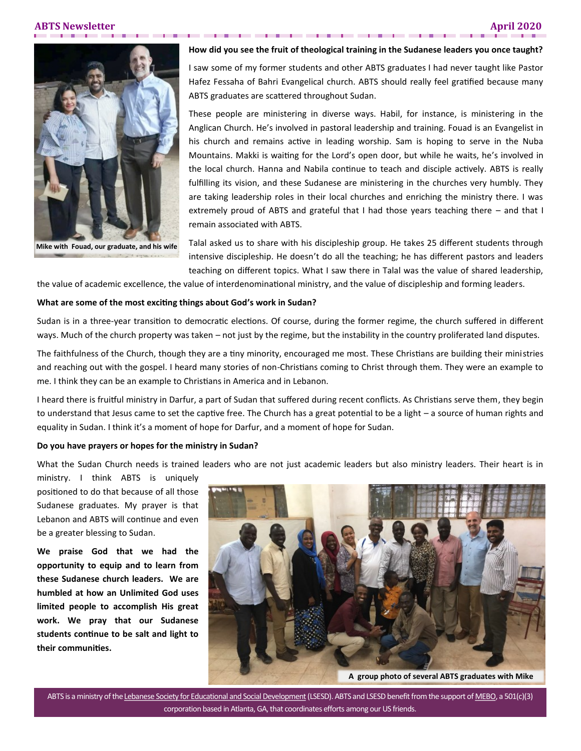**How did you see the fruit of theological training in the Sudanese leaders you once taught?**

I saw some of my former students and other ABTS graduates I had never taught like Pastor Hafez Fessaha of Bahri Evangelical church. ABTS should really feel gratified because many ABTS graduates are scattered throughout Sudan.

These people are ministering in diverse ways. Habil, for instance, is ministering in the Anglican Church. He's involved in pastoral leadership and training. Fouad is an Evangelist in his church and remains active in leading worship. Sam is hoping to serve in the Nuba Mountains. Makki is waiting for the Lord's open door, but while he waits, he's involved in the local church. Hanna and Nabila continue to teach and disciple actively. ABTS is really fulfilling its vision, and these Sudanese are ministering in the churches very humbly. They are taking leadership roles in their local churches and enriching the ministry there. I was extremely proud of ABTS and grateful that I had those years teaching there – and that I remain associated with ABTS.

Mike with Fouad, our graduate, and his wife

Talal asked us to share with his discipleship group. He takes 25 different students through intensive discipleship. He doesn't do all the teaching; he has different pastors and leaders teaching on different topics. What I saw there in Talal was the value of shared leadership, the value of academic excellence, the value of interdenominational ministry, and the value of discipleship and forming leaders.

**What are some of the most exciting things about God's work in Sudan?**

Sudan is in a three-year transition to democratic elections. Of course, during the former regime, the church suffered in different ways. Much of the church property was taken – not just by the regime, but the instability in the country proliferated land disputes.

The faithfulness of the Church, though they are a tiny minority, encouraged me most. These Christians are building their ministries and reaching out with the gospel. I heard many stories of non-Christians coming to Christ through them. They were an example to me. I think they can be an example to Christians in America and in Lebanon.

I heard there is fruitful ministry in Darfur, a part of Sudan that suffered during recent conflicts. As Christians serve them, they begin to understand that Jesus came to set the captive free. The Church has a great potential to be a light – a source of human rights and equality in Sudan. I think it's a moment of hope for Darfur, and a moment of hope for Sudan.

**Do you have prayers or hopes for the ministry in Sudan?**

What the Sudan Church needs is trained leaders who are not just academic leaders but also ministry leaders. Their heart is in ministry. I think ABTS is uniquely positioned to do that because of all those Sudanese graduates. My prayer is that Lebanon and ABTS will continue and even be a greater blessing to Sudan.

**We praise God that we had the opportunity to equip and to learn from these Sudanese church leaders. We are humbled at how an Unlimited God uses limited people to accomplish His great work. We pray that our Sudanese students continue to be salt and light to their communities.**

A group photo of several ABTS graduates with Mike

ABTS is a ministry of the Lebanese Society for Educational and Social Development (LSESD). ABTS and LSESD benefit from the support of MEBO, a 501(c)(3) corporation based in Atlanta, GA, that coordinates efforts among our US friends.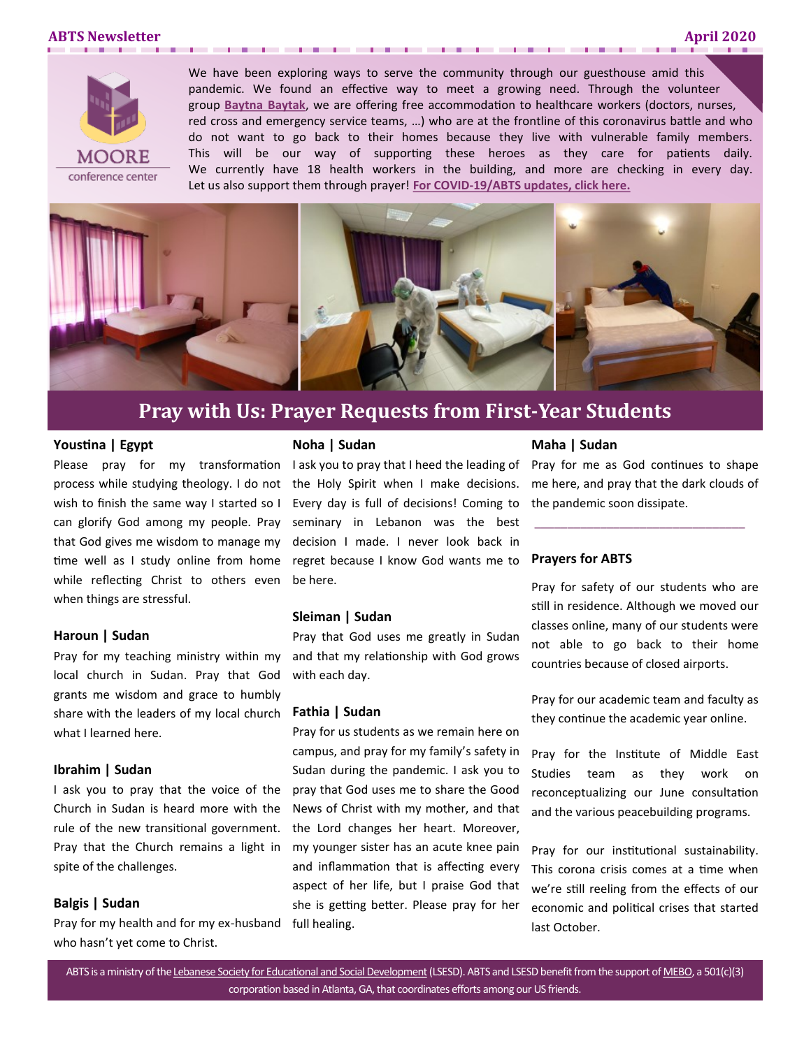We have been exploring ways to serve the community through our guesthouse amid this pandemic. We found an effective way to meet a growing need. Through the volunteer group **Baytna Baytak**, we are offering free accommodation to healthcare workers (doctors, nurses, red cross and emergency service teams, …) who are at the frontline of this coronavirus battle and who do not want to go back to their homes because they live with vulnerable family members. This will be our way of supporting these heroes as they care for patients daily. We currently have 18 health workers in the building, and more are checking in every day. Let us also support them through prayer! **For COVID-19/ABTS updates, click here.**

## Pray with Us: Prayer Requests from First-Year Students

**Youstina | Egypt**

Please pray for my transformation process while studying theology. I do not wish to finish the same way I started so I can glorify God among my people. Pray that God gives me wisdom to manage my time well as I study online from home while reflecting Christ to others even when things are stressful.

**Haroun | Sudan**

Pray for my teaching ministry within my local church in Sudan. Pray that God grants me wisdom and grace to humbly share with the leaders of my local church what I learned here.

**Ibrahim | Sudan**

I ask you to pray that the voice of the Church in Sudan is heard more with the rule of the new transitional government. Pray that the Church remains a light in spite of the challenges.

**Balgis | Sudan**

Pray for my health and for my ex-husband who hasn't yet come to Christ.

**Noha | Sudan**

I ask you to pray that I heed the leading of the Holy Spirit when I make decisions. Every day is full of decisions! Coming to seminary in Lebanon was the best decision I made. I never look back in regret because I know God wants me to be here.

**Sleiman | Sudan**

Pray that God uses me greatly in Sudan and that my relationship with God grows with each day.

**Fathia | Sudan**

Pray for us students as we remain here on campus, and pray for my family's safety in Sudan during the pandemic. I ask you to pray that God uses me to share the Good News of Christ with my mother, and that the Lord changes her heart. Moreover, my younger sister has an acute knee pain and inflammation that is affecting every aspect of her life, but I praise God that she is getting better. Please pray for her full healing.

**Maha | Sudan**

Pray for me as God continues to shape me here, and pray that the dark clouds of the pandemic soon dissipate.

---

**Prayers for ABTS**

Pray for safety of our students who are still in residence. Although we moved our classes online, many of our students were not able to go back to their home countries because of closed airports.

Pray for our academic team and faculty as they continue the academic year online.

Pray for the Institute of Middle East Studies team as they work on reconceptualizing our June consultation and the various peacebuilding programs.

Pray for our institutional sustainability. This corona crisis comes at a time when we're still reeling from the effects of our economic and political crises that started last October.

ABTS is a ministry of the Lebanese Society for Educational and Social Development (LSESD). ABTS and LSESD benefit from the support of MEBO, a 501(c)(3) corporation based in Atlanta, GA, that coordinates efforts among our US friends.